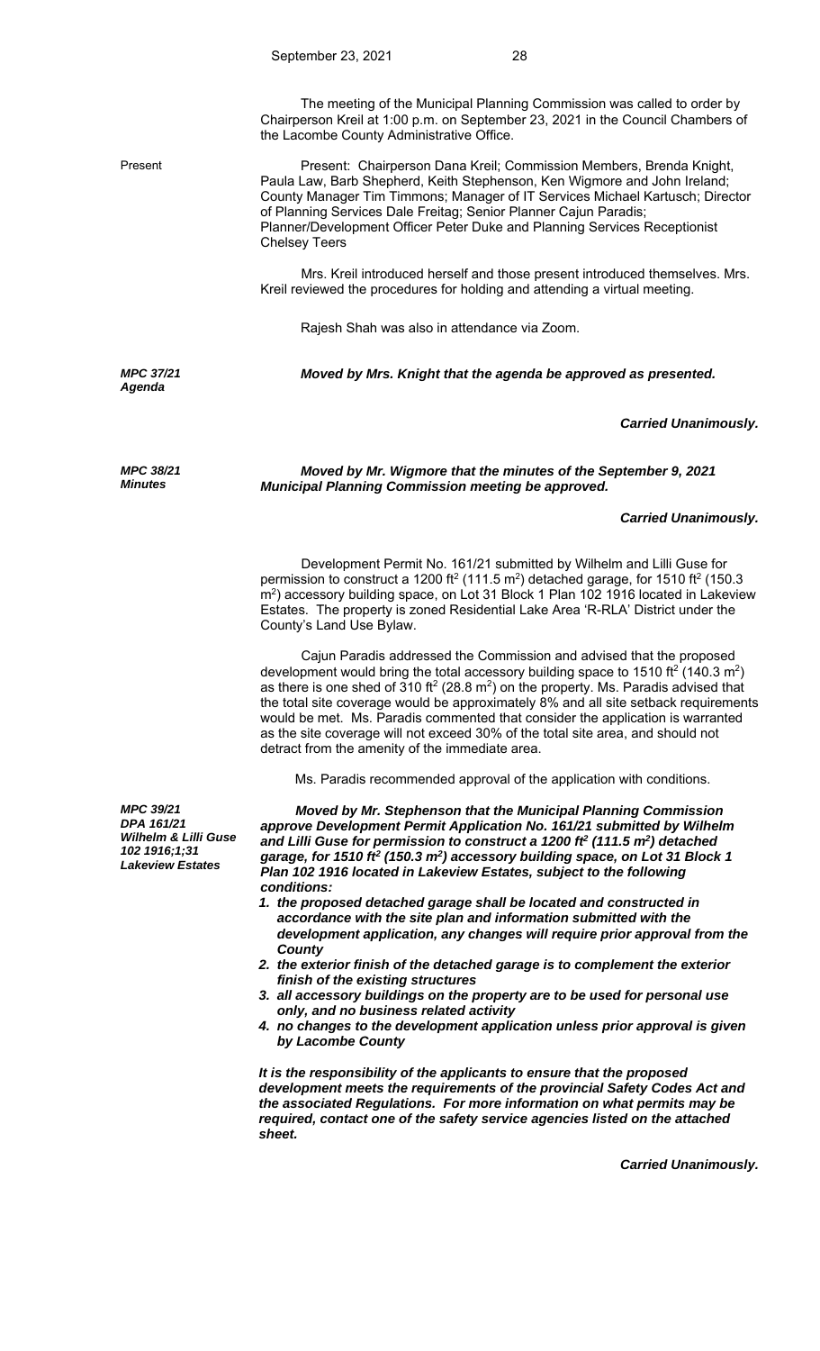The meeting of the Municipal Planning Commission was called to order by Chairperson Kreil at 1:00 p.m. on September 23, 2021 in the Council Chambers of the Lacombe County Administrative Office.

Present

Present: Chairperson Dana Kreil; Commission Members, Brenda Knight, Paula Law, Barb Shepherd, Keith Stephenson, Ken Wigmore and John Ireland; County Manager Tim Timmons; Manager of IT Services Michael Kartusch; Director of Planning Services Dale Freitag; Senior Planner Cajun Paradis; Planner/Development Officer Peter Duke and Planning Services Receptionist Chelsey Teers

Mrs. Kreil introduced herself and those present introduced themselves. Mrs. Kreil reviewed the procedures for holding and attending a virtual meeting.

Rajesh Shah was also in attendance via Zoom.

***MPC 37/21***
***Agenda***

***Moved by Mrs. Knight that the agenda be approved as presented.***

***Carried Unanimously.***

***MPC 38/21***
***Minutes***

***Moved by Mr. Wigmore that the minutes of the September 9, 2021 Municipal Planning Commission meeting be approved.***

***Carried Unanimously.***

Development Permit No. 161/21 submitted by Wilhelm and Lilli Guse for permission to construct a 1200 ft$^2$ (111.5 m$^2$) detached garage, for 1510 ft$^2$ (150.3 m$^2$) accessory building space, on Lot 31 Block 1 Plan 102 1916 located in Lakeview Estates. The property is zoned Residential Lake Area 'R-RLA' District under the County's Land Use Bylaw.

Cajun Paradis addressed the Commission and advised that the proposed development would bring the total accessory building space to 1510 ft$^2$ (140.3 m$^2$) as there is one shed of 310 ft$^2$ (28.8 m$^2$) on the property. Ms. Paradis advised that the total site coverage would be approximately 8% and all site setback requirements would be met. Ms. Paradis commented that consider the application is warranted as the site coverage will not exceed 30% of the total site area, and should not detract from the amenity of the immediate area.

Ms. Paradis recommended approval of the application with conditions.

***MPC 39/21***
***DPA 161/21***
***Wilhelm & Lilli Guse***
***102 1916;1;31***
***Lakeview Estates***

***Moved by Mr. Stephenson that the Municipal Planning Commission approve Development Permit Application No. 161/21 submitted by Wilhelm and Lilli Guse for permission to construct a 1200 ft$^2$ (111.5 m$^2$) detached garage, for 1510 ft$^2$ (150.3 m$^2$) accessory building space, on Lot 31 Block 1 Plan 102 1916 located in Lakeview Estates, subject to the following conditions:***

1. ***the proposed detached garage shall be located and constructed in accordance with the site plan and information submitted with the development application, any changes will require prior approval from the County***
2. ***the exterior finish of the detached garage is to complement the exterior finish of the existing structures***
3. ***all accessory buildings on the property are to be used for personal use only, and no business related activity***
4. ***no changes to the development application unless prior approval is given by Lacombe County***

***It is the responsibility of the applicants to ensure that the proposed development meets the requirements of the provincial Safety Codes Act and the associated Regulations. For more information on what permits may be required, contact one of the safety service agencies listed on the attached sheet.***

***Carried Unanimously.***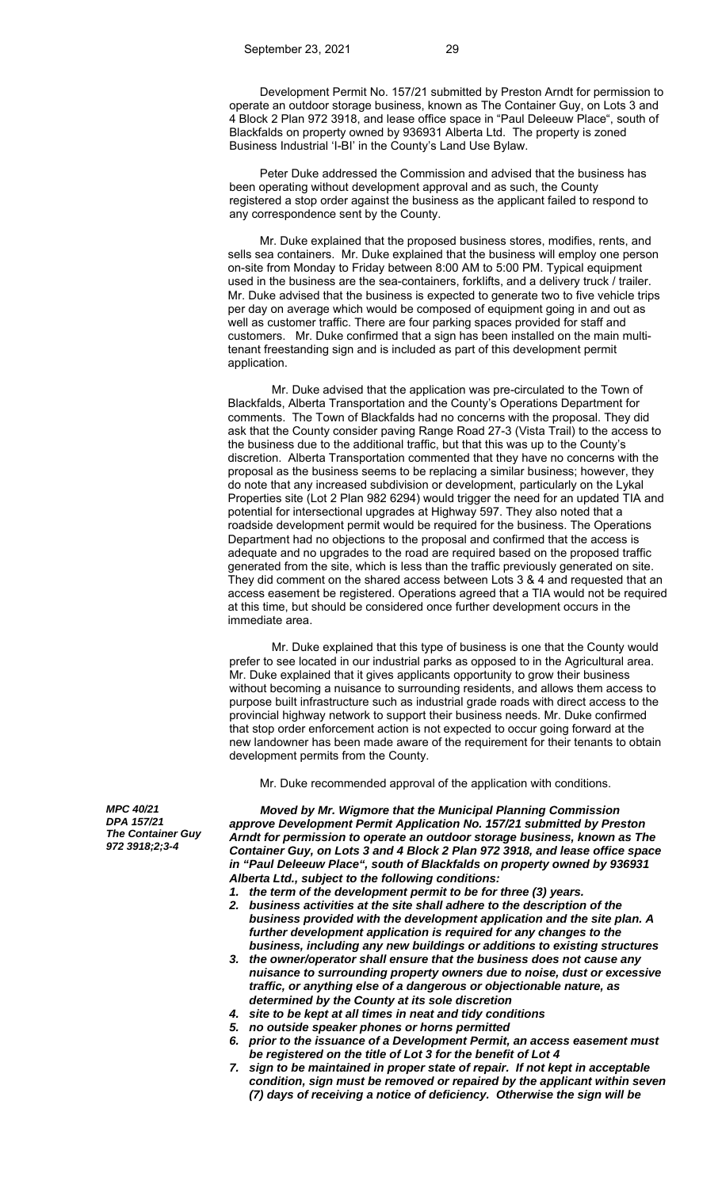Development Permit No. 157/21 submitted by Preston Arndt for permission to operate an outdoor storage business, known as The Container Guy, on Lots 3 and 4 Block 2 Plan 972 3918, and lease office space in "Paul Deleeuw Place", south of Blackfalds on property owned by 936931 Alberta Ltd. The property is zoned Business Industrial 'I-BI' in the County's Land Use Bylaw.

Peter Duke addressed the Commission and advised that the business has been operating without development approval and as such, the County registered a stop order against the business as the applicant failed to respond to any correspondence sent by the County.

Mr. Duke explained that the proposed business stores, modifies, rents, and sells sea containers. Mr. Duke explained that the business will employ one person on-site from Monday to Friday between 8:00 AM to 5:00 PM. Typical equipment used in the business are the sea-containers, forklifts, and a delivery truck / trailer. Mr. Duke advised that the business is expected to generate two to five vehicle trips per day on average which would be composed of equipment going in and out as well as customer traffic. There are four parking spaces provided for staff and customers. Mr. Duke confirmed that a sign has been installed on the main multi-tenant freestanding sign and is included as part of this development permit application.

Mr. Duke advised that the application was pre-circulated to the Town of Blackfalds, Alberta Transportation and the County's Operations Department for comments. The Town of Blackfalds had no concerns with the proposal. They did ask that the County consider paving Range Road 27-3 (Vista Trail) to the access to the business due to the additional traffic, but that this was up to the County's discretion. Alberta Transportation commented that they have no concerns with the proposal as the business seems to be replacing a similar business; however, they do note that any increased subdivision or development, particularly on the Lykal Properties site (Lot 2 Plan 982 6294) would trigger the need for an updated TIA and potential for intersectional upgrades at Highway 597. They also noted that a roadside development permit would be required for the business. The Operations Department had no objections to the proposal and confirmed that the access is adequate and no upgrades to the road are required based on the proposed traffic generated from the site, which is less than the traffic previously generated on site. They did comment on the shared access between Lots 3 & 4 and requested that an access easement be registered. Operations agreed that a TIA would not be required at this time, but should be considered once further development occurs in the immediate area.

Mr. Duke explained that this type of business is one that the County would prefer to see located in our industrial parks as opposed to in the Agricultural area. Mr. Duke explained that it gives applicants opportunity to grow their business without becoming a nuisance to surrounding residents, and allows them access to purpose built infrastructure such as industrial grade roads with direct access to the provincial highway network to support their business needs. Mr. Duke confirmed that stop order enforcement action is not expected to occur going forward at the new landowner has been made aware of the requirement for their tenants to obtain development permits from the County.

Mr. Duke recommended approval of the application with conditions.

***MPC 40/21***
***DPA 157/21***
***The Container Guy***
***972 3918;2;3-4***

***Moved by Mr. Wigmore that the Municipal Planning Commission approve Development Permit Application No. 157/21 submitted by Preston Arndt for permission to operate an outdoor storage business, known as The Container Guy, on Lots 3 and 4 Block 2 Plan 972 3918, and lease office space in "Paul Deleeuw Place", south of Blackfalds on property owned by 936931 Alberta Ltd., subject to the following conditions:***

1. ***the term of the development permit to be for three (3) years.***
2. ***business activities at the site shall adhere to the description of the business provided with the development application and the site plan. A further development application is required for any changes to the business, including any new buildings or additions to existing structures***
3. ***the owner/operator shall ensure that the business does not cause any nuisance to surrounding property owners due to noise, dust or excessive traffic, or anything else of a dangerous or objectionable nature, as determined by the County at its sole discretion***
4. ***site to be kept at all times in neat and tidy conditions***
5. ***no outside speaker phones or horns permitted***
6. ***prior to the issuance of a Development Permit, an access easement must be registered on the title of Lot 3 for the benefit of Lot 4***
7. ***sign to be maintained in proper state of repair. If not kept in acceptable condition, sign must be removed or repaired by the applicant within seven (7) days of receiving a notice of deficiency. Otherwise the sign will be***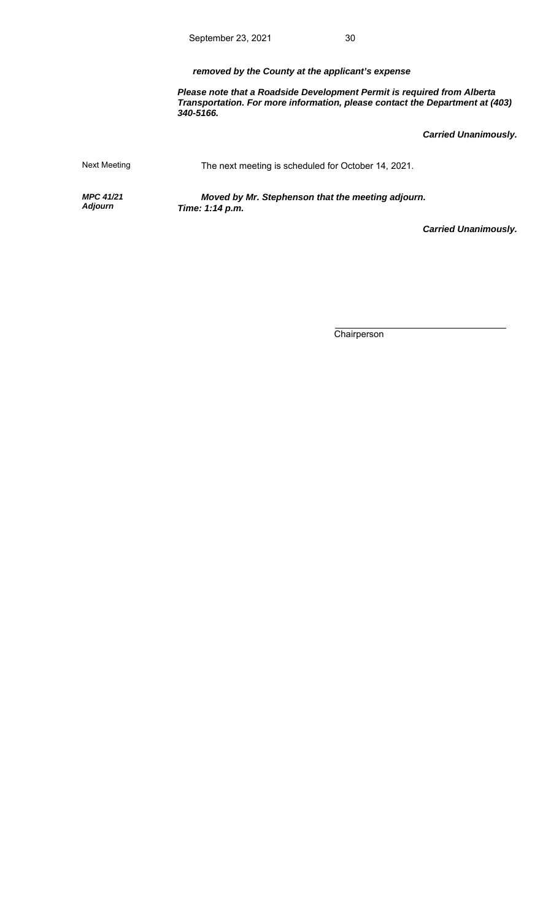***removed by the County at the applicant's expense***

***Please note that a Roadside Development Permit is required from Alberta Transportation. For more information, please contact the Department at (403) 340-5166.***

***Carried Unanimously.***

Next Meeting

The next meeting is scheduled for October 14, 2021.

***MPC 41/21***
***Adjourn***

***Moved by Mr. Stephenson that the meeting adjourn.***
***Time: 1:14 p.m.***

***Carried Unanimously.***

\_\_\_\_\_\_\_\_\_\_\_\_\_\_\_\_\_\_\_\_\_\_\_\_\_\_\_\_\_\_\_\_\_\_\_\_

Chairperson